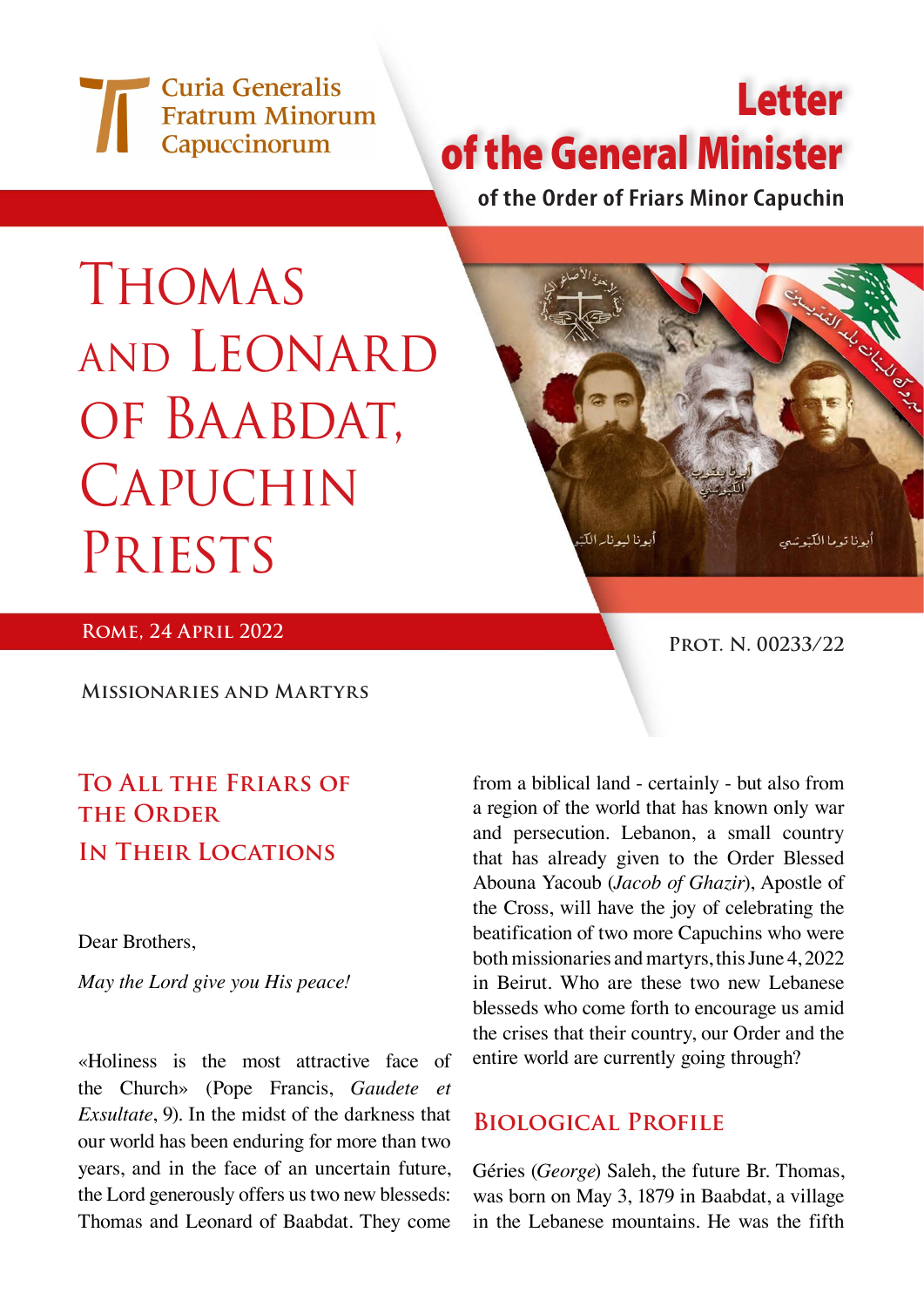Curia Generalis Fratrum Minorum Capuccinorum

# Letter of the General Minister

**of the Order of Friars Minor Capuchin**

# Thomas and Leonard of Baabdat, Capuchin Priests

**Rome, 24 April 2022**

**Prot. N. 00233/22**

**Missionaries and Martyrs**

## To All the Friars of the Order In Their Locations

Dear Brothers,

*May the Lord give you His peace!*

«Holiness is the most attractive face of the Church» (Pope Francis, *Gaudete et Exsultate*, 9). In the midst of the darkness that our world has been enduring for more than two years, and in the face of an uncertain future, the Lord generously offers us two new blesseds: Thomas and Leonard of Baabdat. They come from a biblical land - certainly - but also from a region of the world that has known only war and persecution. Lebanon, a small country that has already given to the Order Blessed Abouna Yacoub (*Jacob of Ghazir*), Apostle of the Cross, will have the joy of celebrating the beatification of two more Capuchins who were both missionaries and martyrs, this June 4, 2022 in Beirut. Who are these two new Lebanese blesseds who come forth to encourage us amid the crises that their country, our Order and the entire world are currently going through?

## Biological Profile

Géries (*George*) Saleh, the future Br. Thomas, was born on May 3, 1879 in Baabdat, a village in the Lebanese mountains. He was the fifth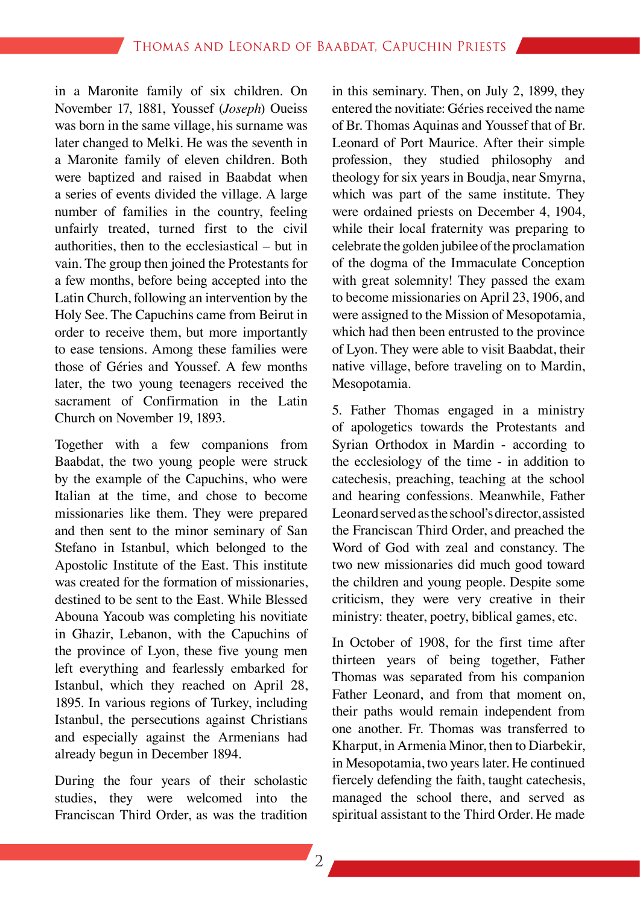in a Maronite family of six children. On November 17, 1881, Youssef (*Joseph*) Oueiss was born in the same village, his surname was later changed to Melki. He was the seventh in a Maronite family of eleven children. Both were baptized and raised in Baabdat when a series of events divided the village. A large number of families in the country, feeling unfairly treated, turned first to the civil authorities, then to the ecclesiastical – but in vain. The group then joined the Protestants for a few months, before being accepted into the Latin Church, following an intervention by the Holy See. The Capuchins came from Beirut in order to receive them, but more importantly to ease tensions. Among these families were those of Géries and Youssef. A few months later, the two young teenagers received the sacrament of Confirmation in the Latin Church on November 19, 1893.

Together with a few companions from Baabdat, the two young people were struck by the example of the Capuchins, who were Italian at the time, and chose to become missionaries like them. They were prepared and then sent to the minor seminary of San Stefano in Istanbul, which belonged to the Apostolic Institute of the East. This institute was created for the formation of missionaries, destined to be sent to the East. While Blessed Abouna Yacoub was completing his novitiate in Ghazir, Lebanon, with the Capuchins of the province of Lyon, these five young men left everything and fearlessly embarked for Istanbul, which they reached on April 28, 1895. In various regions of Turkey, including Istanbul, the persecutions against Christians and especially against the Armenians had already begun in December 1894.

During the four years of their scholastic studies, they were welcomed into the Franciscan Third Order, as was the tradition in this seminary. Then, on July 2, 1899, they entered the novitiate: Géries received the name of Br. Thomas Aquinas and Youssef that of Br. Leonard of Port Maurice. After their simple profession, they studied philosophy and theology for six years in Boudja, near Smyrna, which was part of the same institute. They were ordained priests on December 4, 1904, while their local fraternity was preparing to celebrate the golden jubilee of the proclamation of the dogma of the Immaculate Conception with great solemnity! They passed the exam to become missionaries on April 23, 1906, and were assigned to the Mission of Mesopotamia, which had then been entrusted to the province of Lyon. They were able to visit Baabdat, their native village, before traveling on to Mardin, Mesopotamia.

5. Father Thomas engaged in a ministry of apologetics towards the Protestants and Syrian Orthodox in Mardin - according to the ecclesiology of the time - in addition to catechesis, preaching, teaching at the school and hearing confessions. Meanwhile, Father Leonard served as the school's director, assisted the Franciscan Third Order, and preached the Word of God with zeal and constancy. The two new missionaries did much good toward the children and young people. Despite some criticism, they were very creative in their ministry: theater, poetry, biblical games, etc.

In October of 1908, for the first time after thirteen years of being together, Father Thomas was separated from his companion Father Leonard, and from that moment on, their paths would remain independent from one another. Fr. Thomas was transferred to Kharput, in Armenia Minor, then to Diarbekir, in Mesopotamia, two years later. He continued fiercely defending the faith, taught catechesis, managed the school there, and served as spiritual assistant to the Third Order. He made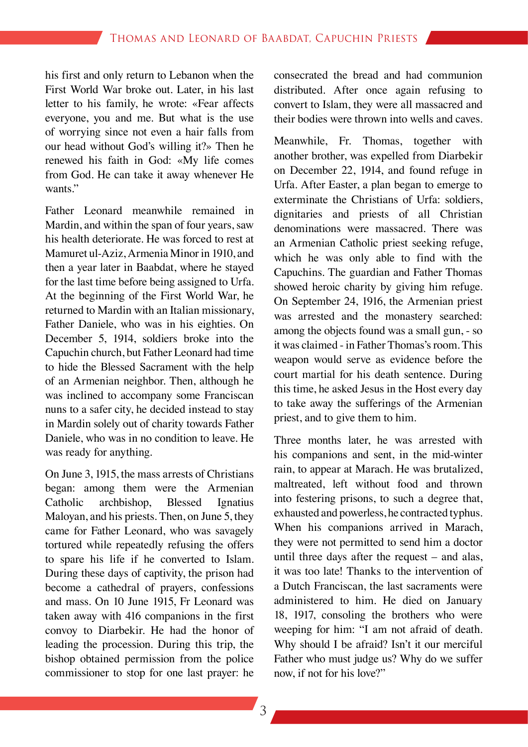his first and only return to Lebanon when the First World War broke out. Later, in his last letter to his family, he wrote: «Fear affects everyone, you and me. But what is the use of worrying since not even a hair falls from our head without God's willing it?» Then he renewed his faith in God: «My life comes from God. He can take it away whenever He wants."

Father Leonard meanwhile remained in Mardin, and within the span of four years, saw his health deteriorate. He was forced to rest at Mamuret ul-Aziz, Armenia Minor in 1910, and then a year later in Baabdat, where he stayed for the last time before being assigned to Urfa. At the beginning of the First World War, he returned to Mardin with an Italian missionary, Father Daniele, who was in his eighties. On December 5, 1914, soldiers broke into the Capuchin church, but Father Leonard had time to hide the Blessed Sacrament with the help of an Armenian neighbor. Then, although he was inclined to accompany some Franciscan nuns to a safer city, he decided instead to stay in Mardin solely out of charity towards Father Daniele, who was in no condition to leave. He was ready for anything.

On June 3, 1915, the mass arrests of Christians began: among them were the Armenian Catholic archbishop, Blessed Ignatius Maloyan, and his priests. Then, on June 5, they came for Father Leonard, who was savagely tortured while repeatedly refusing the offers to spare his life if he converted to Islam. During these days of captivity, the prison had become a cathedral of prayers, confessions and mass. On 10 June 1915, Fr Leonard was taken away with 416 companions in the first convoy to Diarbekir. He had the honor of leading the procession. During this trip, the bishop obtained permission from the police commissioner to stop for one last prayer: he consecrated the bread and had communion distributed. After once again refusing to convert to Islam, they were all massacred and their bodies were thrown into wells and caves.

Meanwhile, Fr. Thomas, together with another brother, was expelled from Diarbekir on December 22, 1914, and found refuge in Urfa. After Easter, a plan began to emerge to exterminate the Christians of Urfa: soldiers, dignitaries and priests of all Christian denominations were massacred. There was an Armenian Catholic priest seeking refuge, which he was only able to find with the Capuchins. The guardian and Father Thomas showed heroic charity by giving him refuge. On September 24, 1916, the Armenian priest was arrested and the monastery searched: among the objects found was a small gun, - so it was claimed - in Father Thomas's room. This weapon would serve as evidence before the court martial for his death sentence. During this time, he asked Jesus in the Host every day to take away the sufferings of the Armenian priest, and to give them to him.

Three months later, he was arrested with his companions and sent, in the mid-winter rain, to appear at Marach. He was brutalized, maltreated, left without food and thrown into festering prisons, to such a degree that, exhausted and powerless, he contracted typhus. When his companions arrived in Marach, they were not permitted to send him a doctor until three days after the request – and alas, it was too late! Thanks to the intervention of a Dutch Franciscan, the last sacraments were administered to him. He died on January 18, 1917, consoling the brothers who were weeping for him: "I am not afraid of death. Why should I be afraid? Isn't it our merciful Father who must judge us? Why do we suffer now, if not for his love?"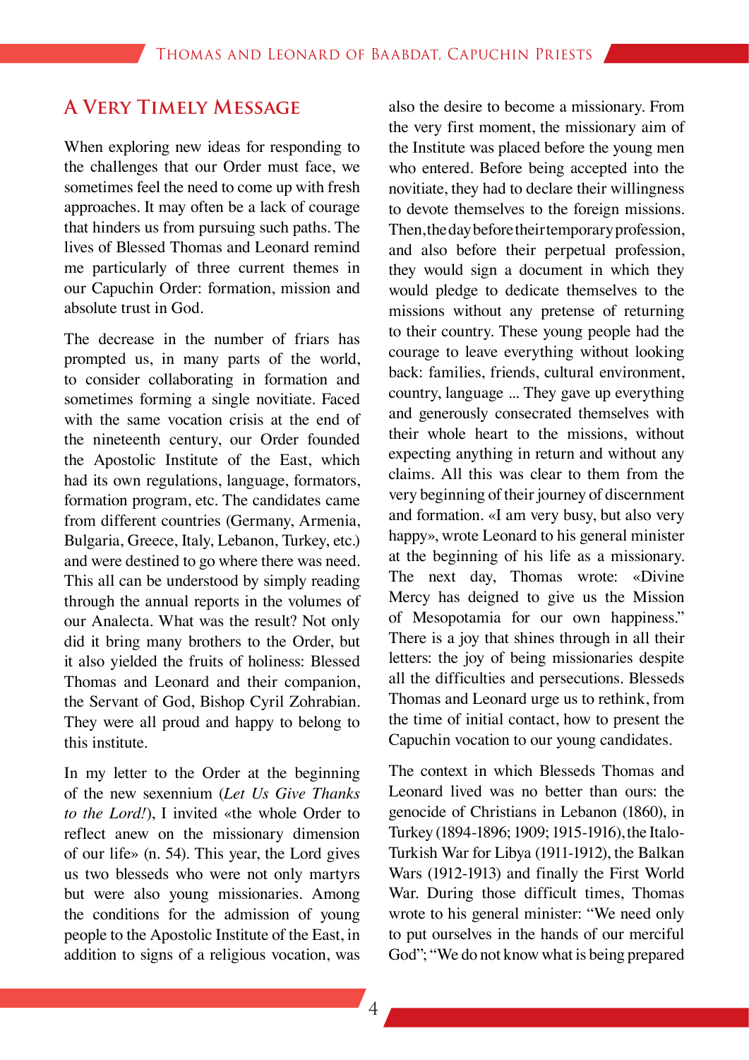## A Very Timely Message

When exploring new ideas for responding to the challenges that our Order must face, we sometimes feel the need to come up with fresh approaches. It may often be a lack of courage that hinders us from pursuing such paths. The lives of Blessed Thomas and Leonard remind me particularly of three current themes in our Capuchin Order: formation, mission and absolute trust in God.

The decrease in the number of friars has prompted us, in many parts of the world, to consider collaborating in formation and sometimes forming a single novitiate. Faced with the same vocation crisis at the end of the nineteenth century, our Order founded the Apostolic Institute of the East, which had its own regulations, language, formators, formation program, etc. The candidates came from different countries (Germany, Armenia, Bulgaria, Greece, Italy, Lebanon, Turkey, etc.) and were destined to go where there was need. This all can be understood by simply reading through the annual reports in the volumes of our Analecta. What was the result? Not only did it bring many brothers to the Order, but it also yielded the fruits of holiness: Blessed Thomas and Leonard and their companion, the Servant of God, Bishop Cyril Zohrabian. They were all proud and happy to belong to this institute.

In my letter to the Order at the beginning of the new sexennium (*Let Us Give Thanks to the Lord!*), I invited «the whole Order to reflect anew on the missionary dimension of our life» (n. 54). This year, the Lord gives us two blesseds who were not only martyrs but were also young missionaries. Among the conditions for the admission of young people to the Apostolic Institute of the East, in addition to signs of a religious vocation, was also the desire to become a missionary. From the very first moment, the missionary aim of the Institute was placed before the young men who entered. Before being accepted into the novitiate, they had to declare their willingness to devote themselves to the foreign missions. Then, the day before their temporary profession, and also before their perpetual profession, they would sign a document in which they would pledge to dedicate themselves to the missions without any pretense of returning to their country. These young people had the courage to leave everything without looking back: families, friends, cultural environment, country, language ... They gave up everything and generously consecrated themselves with their whole heart to the missions, without expecting anything in return and without any claims. All this was clear to them from the very beginning of their journey of discernment and formation. «I am very busy, but also very happy», wrote Leonard to his general minister at the beginning of his life as a missionary. The next day, Thomas wrote: «Divine Mercy has deigned to give us the Mission of Mesopotamia for our own happiness." There is a joy that shines through in all their letters: the joy of being missionaries despite all the difficulties and persecutions. Blesseds Thomas and Leonard urge us to rethink, from the time of initial contact, how to present the Capuchin vocation to our young candidates.

The context in which Blesseds Thomas and Leonard lived was no better than ours: the genocide of Christians in Lebanon (1860), in Turkey (1894-1896; 1909; 1915-1916), the Italo-Turkish War for Libya (1911-1912), the Balkan Wars (1912-1913) and finally the First World War. During those difficult times, Thomas wrote to his general minister: "We need only to put ourselves in the hands of our merciful God"; "We do not know what is being prepared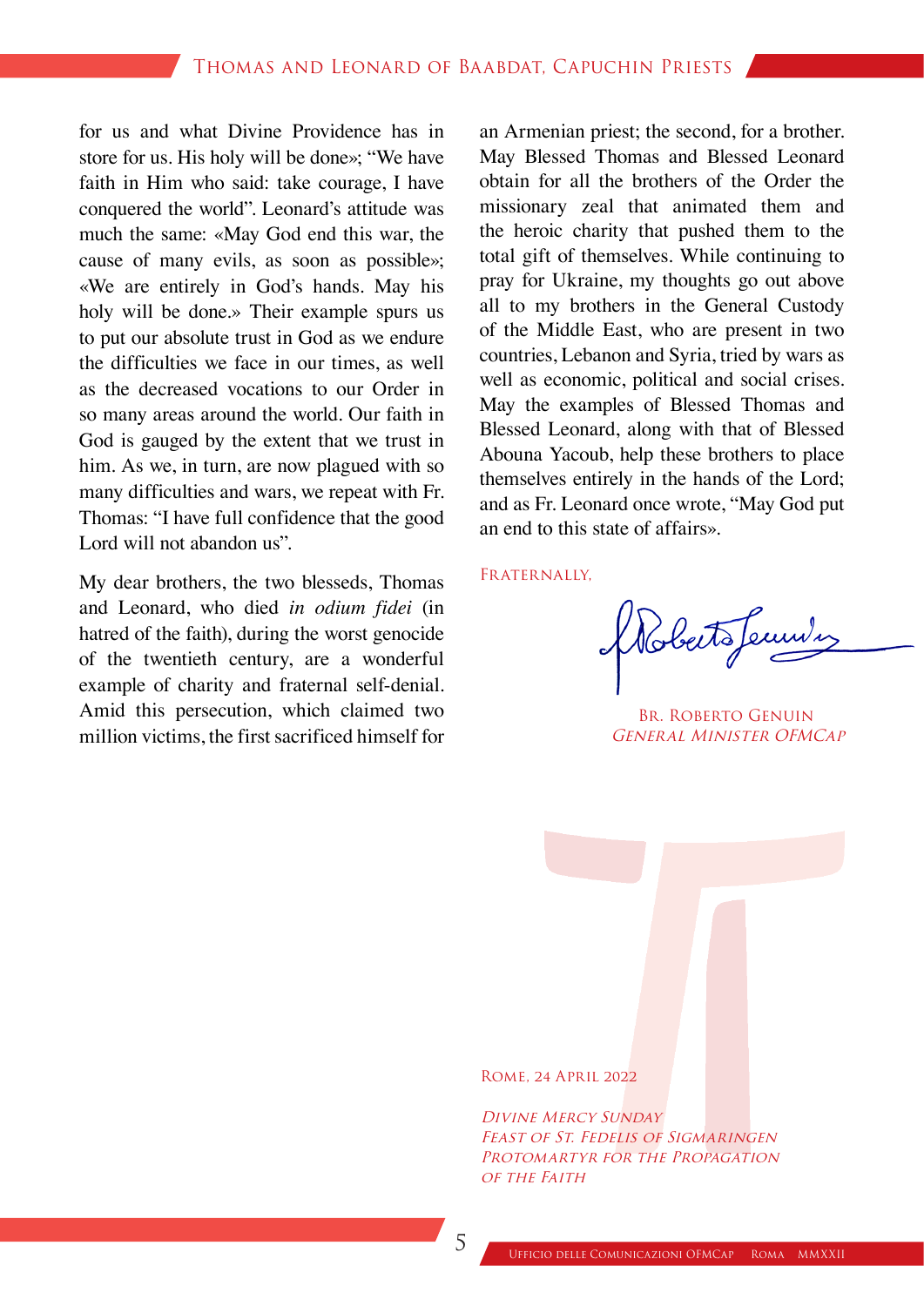for us and what Divine Providence has in store for us. His holy will be done»; "We have faith in Him who said: take courage, I have conquered the world". Leonard's attitude was much the same: «May God end this war, the cause of many evils, as soon as possible»; «We are entirely in God's hands. May his holy will be done.» Their example spurs us to put our absolute trust in God as we endure the difficulties we face in our times, as well as the decreased vocations to our Order in so many areas around the world. Our faith in God is gauged by the extent that we trust in him. As we, in turn, are now plagued with so many difficulties and wars, we repeat with Fr. Thomas: "I have full confidence that the good Lord will not abandon us".

My dear brothers, the two blesseds, Thomas and Leonard, who died *in odium fidei* (in hatred of the faith), during the worst genocide of the twentieth century, are a wonderful example of charity and fraternal self-denial. Amid this persecution, which claimed two million victims, the first sacrificed himself for an Armenian priest; the second, for a brother. May Blessed Thomas and Blessed Leonard obtain for all the brothers of the Order the missionary zeal that animated them and the heroic charity that pushed them to the total gift of themselves. While continuing to pray for Ukraine, my thoughts go out above all to my brothers in the General Custody of the Middle East, who are present in two countries, Lebanon and Syria, tried by wars as well as economic, political and social crises. May the examples of Blessed Thomas and Blessed Leonard, along with that of Blessed Abouna Yacoub, help these brothers to place themselves entirely in the hands of the Lord; and as Fr. Leonard once wrote, "May God put an end to this state of affairs».

Fraternally,

Br. Roberto Genuin
*General Minister OFMCap*

Rome, 24 April 2022

*Divine Mercy Sunday*
*Feast of St. Fedelis of Sigmaringen*
*Protomartyr for the Propagation of the Faith*